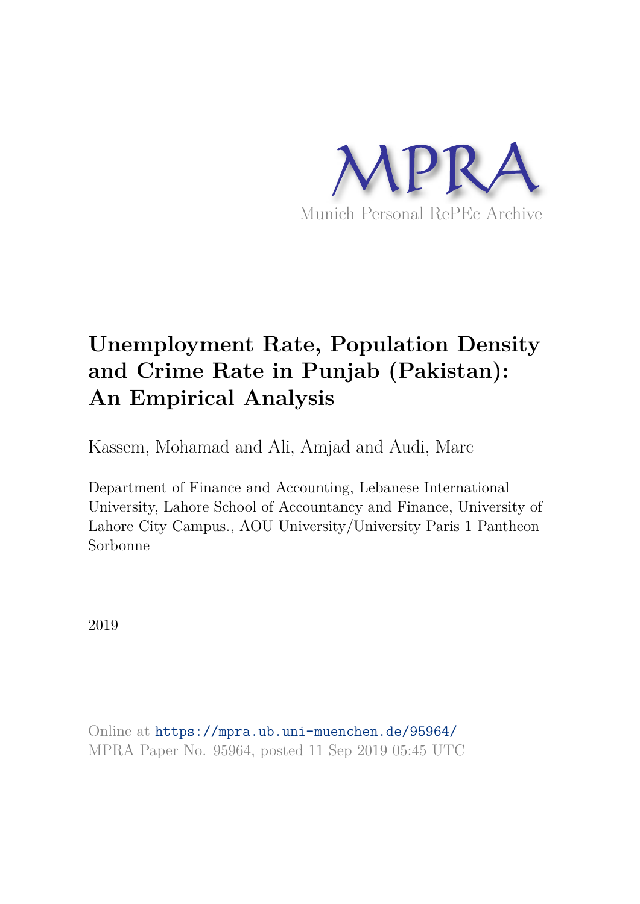MPRA

Munich Personal RePEc Archive

# Unemployment Rate, Population Density and Crime Rate in Punjab (Pakistan): An Empirical Analysis

Kassem, Mohamad and Ali, Amjad and Audi, Marc

Department of Finance and Accounting, Lebanese International University, Lahore School of Accountancy and Finance, University of Lahore City Campus., AOU University/University Paris 1 Pantheon Sorbonne

2019

Online at https://mpra.ub.uni-muenchen.de/95964/
MPRA Paper No. 95964, posted 11 Sep 2019 05:45 UTC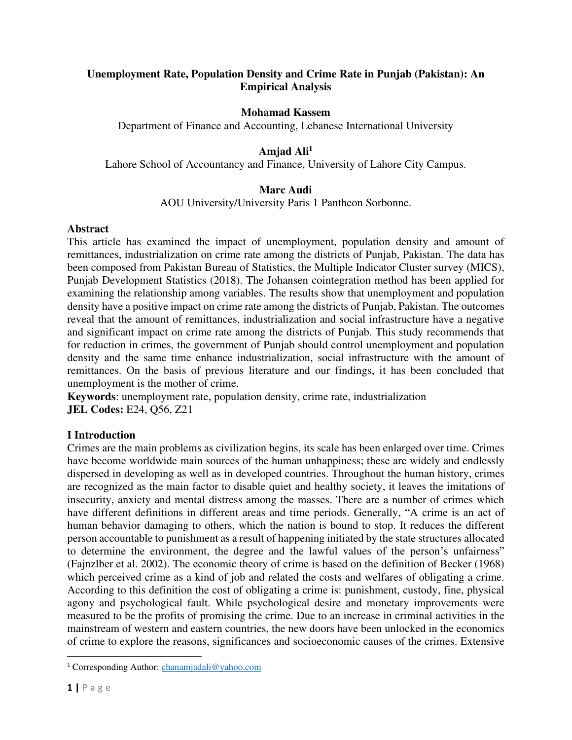**Unemployment Rate, Population Density and Crime Rate in Punjab (Pakistan): An Empirical Analysis**

**Mohamad Kassem**

Department of Finance and Accounting, Lebanese International University

**Amjad Ali[1]**

Lahore School of Accountancy and Finance, University of Lahore City Campus.

**Marc Audi**

AOU University/University Paris 1 Pantheon Sorbonne.

**Abstract**

This article has examined the impact of unemployment, population density and amount of remittances, industrialization on crime rate among the districts of Punjab, Pakistan. The data has been composed from Pakistan Bureau of Statistics, the Multiple Indicator Cluster survey (MICS), Punjab Development Statistics (2018). The Johansen cointegration method has been applied for examining the relationship among variables. The results show that unemployment and population density have a positive impact on crime rate among the districts of Punjab, Pakistan. The outcomes reveal that the amount of remittances, industrialization and social infrastructure have a negative and significant impact on crime rate among the districts of Punjab. This study recommends that for reduction in crimes, the government of Punjab should control unemployment and population density and the same time enhance industrialization, social infrastructure with the amount of remittances. On the basis of previous literature and our findings, it has been concluded that unemployment is the mother of crime.

**Keywords**: unemployment rate, population density, crime rate, industrialization

**JEL Codes:** E24, Q56, Z21

## I Introduction

Crimes are the main problems as civilization begins, its scale has been enlarged over time. Crimes have become worldwide main sources of the human unhappiness; these are widely and endlessly dispersed in developing as well as in developed countries. Throughout the human history, crimes are recognized as the main factor to disable quiet and healthy society, it leaves the imitations of insecurity, anxiety and mental distress among the masses. There are a number of crimes which have different definitions in different areas and time periods. Generally, "A crime is an act of human behavior damaging to others, which the nation is bound to stop. It reduces the different person accountable to punishment as a result of happening initiated by the state structures allocated to determine the environment, the degree and the lawful values of the person's unfairness" (Fajnzlber et al. 2002). The economic theory of crime is based on the definition of Becker (1968) which perceived crime as a kind of job and related the costs and welfares of obligating a crime. According to this definition the cost of obligating a crime is: punishment, custody, fine, physical agony and psychological fault. While psychological desire and monetary improvements were measured to be the profits of promising the crime. Due to an increase in criminal activities in the mainstream of western and eastern countries, the new doors have been unlocked in the economics of crime to explore the reasons, significances and socioeconomic causes of the crimes. Extensive

[1] Corresponding Author: chanamjadali@yahoo.com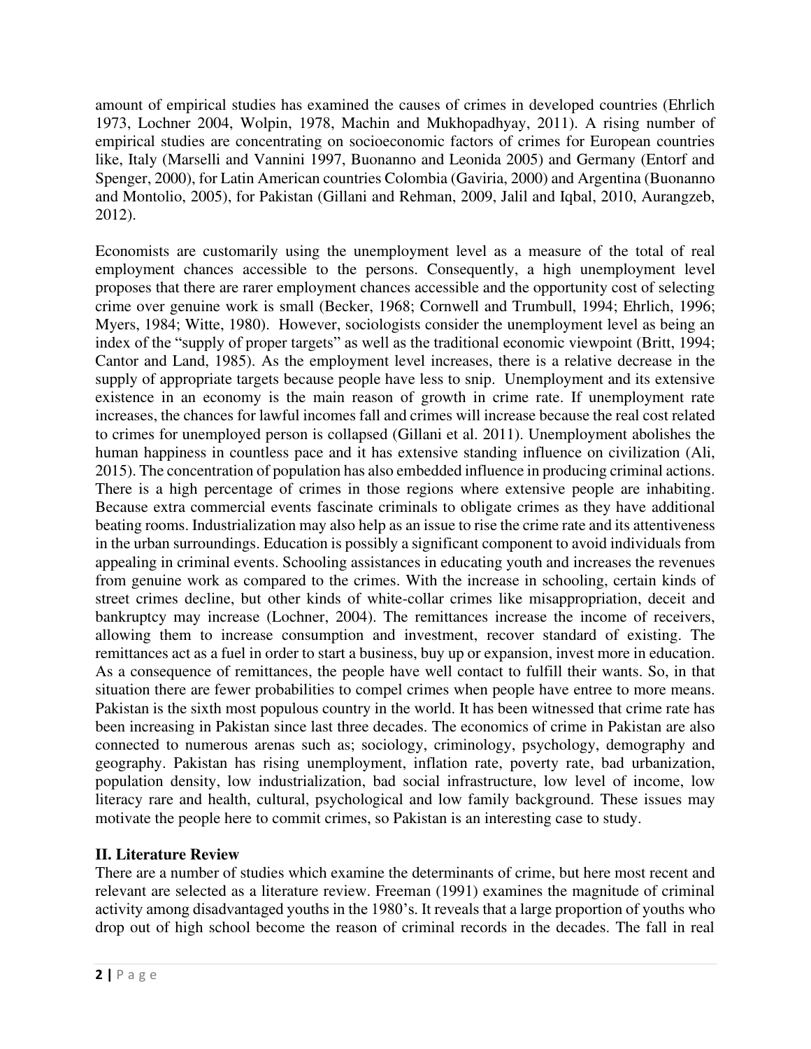amount of empirical studies has examined the causes of crimes in developed countries (Ehrlich 1973, Lochner 2004, Wolpin, 1978, Machin and Mukhopadhyay, 2011). A rising number of empirical studies are concentrating on socioeconomic factors of crimes for European countries like, Italy (Marselli and Vannini 1997, Buonanno and Leonida 2005) and Germany (Entorf and Spenger, 2000), for Latin American countries Colombia (Gaviria, 2000) and Argentina (Buonanno and Montolio, 2005), for Pakistan (Gillani and Rehman, 2009, Jalil and Iqbal, 2010, Aurangzeb, 2012).

Economists are customarily using the unemployment level as a measure of the total of real employment chances accessible to the persons. Consequently, a high unemployment level proposes that there are rarer employment chances accessible and the opportunity cost of selecting crime over genuine work is small (Becker, 1968; Cornwell and Trumbull, 1994; Ehrlich, 1996; Myers, 1984; Witte, 1980). However, sociologists consider the unemployment level as being an index of the "supply of proper targets" as well as the traditional economic viewpoint (Britt, 1994; Cantor and Land, 1985). As the employment level increases, there is a relative decrease in the supply of appropriate targets because people have less to snip. Unemployment and its extensive existence in an economy is the main reason of growth in crime rate. If unemployment rate increases, the chances for lawful incomes fall and crimes will increase because the real cost related to crimes for unemployed person is collapsed (Gillani et al. 2011). Unemployment abolishes the human happiness in countless pace and it has extensive standing influence on civilization (Ali, 2015). The concentration of population has also embedded influence in producing criminal actions. There is a high percentage of crimes in those regions where extensive people are inhabiting. Because extra commercial events fascinate criminals to obligate crimes as they have additional beating rooms. Industrialization may also help as an issue to rise the crime rate and its attentiveness in the urban surroundings. Education is possibly a significant component to avoid individuals from appealing in criminal events. Schooling assistances in educating youth and increases the revenues from genuine work as compared to the crimes. With the increase in schooling, certain kinds of street crimes decline, but other kinds of white-collar crimes like misappropriation, deceit and bankruptcy may increase (Lochner, 2004). The remittances increase the income of receivers, allowing them to increase consumption and investment, recover standard of existing. The remittances act as a fuel in order to start a business, buy up or expansion, invest more in education. As a consequence of remittances, the people have well contact to fulfill their wants. So, in that situation there are fewer probabilities to compel crimes when people have entree to more means. Pakistan is the sixth most populous country in the world. It has been witnessed that crime rate has been increasing in Pakistan since last three decades. The economics of crime in Pakistan are also connected to numerous arenas such as; sociology, criminology, psychology, demography and geography. Pakistan has rising unemployment, inflation rate, poverty rate, bad urbanization, population density, low industrialization, bad social infrastructure, low level of income, low literacy rare and health, cultural, psychological and low family background. These issues may motivate the people here to commit crimes, so Pakistan is an interesting case to study.

## II. Literature Review

There are a number of studies which examine the determinants of crime, but here most recent and relevant are selected as a literature review. Freeman (1991) examines the magnitude of criminal activity among disadvantaged youths in the 1980's. It reveals that a large proportion of youths who drop out of high school become the reason of criminal records in the decades. The fall in real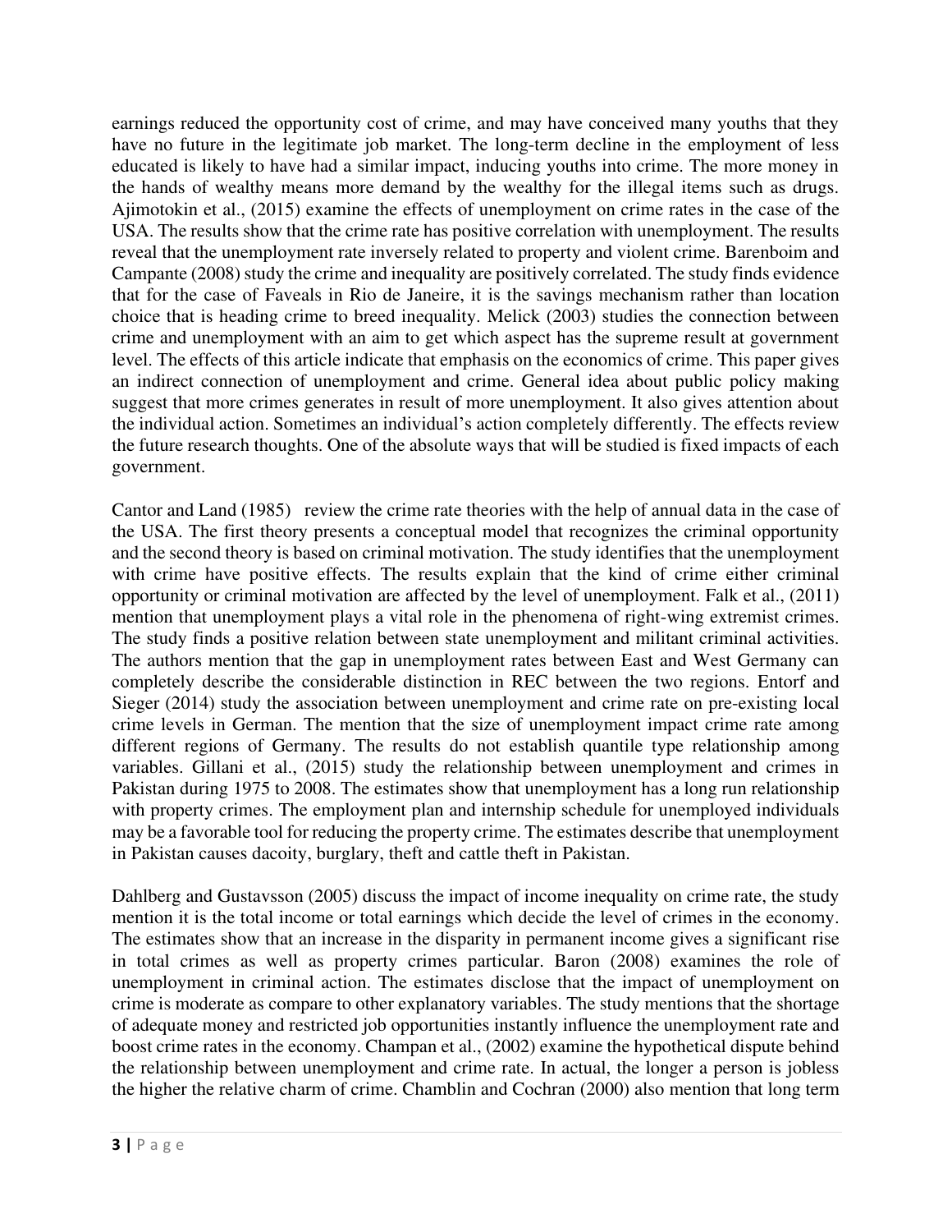earnings reduced the opportunity cost of crime, and may have conceived many youths that they have no future in the legitimate job market. The long-term decline in the employment of less educated is likely to have had a similar impact, inducing youths into crime. The more money in the hands of wealthy means more demand by the wealthy for the illegal items such as drugs. Ajimotokin et al., (2015) examine the effects of unemployment on crime rates in the case of the USA. The results show that the crime rate has positive correlation with unemployment. The results reveal that the unemployment rate inversely related to property and violent crime. Barenboim and Campante (2008) study the crime and inequality are positively correlated. The study finds evidence that for the case of Faveals in Rio de Janeire, it is the savings mechanism rather than location choice that is heading crime to breed inequality. Melick (2003) studies the connection between crime and unemployment with an aim to get which aspect has the supreme result at government level. The effects of this article indicate that emphasis on the economics of crime. This paper gives an indirect connection of unemployment and crime. General idea about public policy making suggest that more crimes generates in result of more unemployment. It also gives attention about the individual action. Sometimes an individual's action completely differently. The effects review the future research thoughts. One of the absolute ways that will be studied is fixed impacts of each government.

Cantor and Land (1985) review the crime rate theories with the help of annual data in the case of the USA. The first theory presents a conceptual model that recognizes the criminal opportunity and the second theory is based on criminal motivation. The study identifies that the unemployment with crime have positive effects. The results explain that the kind of crime either criminal opportunity or criminal motivation are affected by the level of unemployment. Falk et al., (2011) mention that unemployment plays a vital role in the phenomena of right-wing extremist crimes. The study finds a positive relation between state unemployment and militant criminal activities. The authors mention that the gap in unemployment rates between East and West Germany can completely describe the considerable distinction in REC between the two regions. Entorf and Sieger (2014) study the association between unemployment and crime rate on pre-existing local crime levels in German. The mention that the size of unemployment impact crime rate among different regions of Germany. The results do not establish quantile type relationship among variables. Gillani et al., (2015) study the relationship between unemployment and crimes in Pakistan during 1975 to 2008. The estimates show that unemployment has a long run relationship with property crimes. The employment plan and internship schedule for unemployed individuals may be a favorable tool for reducing the property crime. The estimates describe that unemployment in Pakistan causes dacoity, burglary, theft and cattle theft in Pakistan.

Dahlberg and Gustavsson (2005) discuss the impact of income inequality on crime rate, the study mention it is the total income or total earnings which decide the level of crimes in the economy. The estimates show that an increase in the disparity in permanent income gives a significant rise in total crimes as well as property crimes particular. Baron (2008) examines the role of unemployment in criminal action. The estimates disclose that the impact of unemployment on crime is moderate as compare to other explanatory variables. The study mentions that the shortage of adequate money and restricted job opportunities instantly influence the unemployment rate and boost crime rates in the economy. Champan et al., (2002) examine the hypothetical dispute behind the relationship between unemployment and crime rate. In actual, the longer a person is jobless the higher the relative charm of crime. Chamblin and Cochran (2000) also mention that long term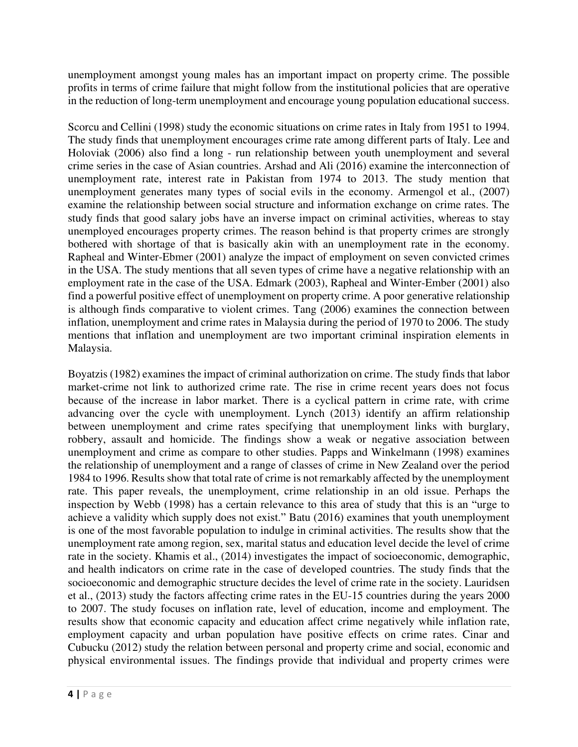unemployment amongst young males has an important impact on property crime. The possible profits in terms of crime failure that might follow from the institutional policies that are operative in the reduction of long-term unemployment and encourage young population educational success.

Scorcu and Cellini (1998) study the economic situations on crime rates in Italy from 1951 to 1994. The study finds that unemployment encourages crime rate among different parts of Italy. Lee and Holoviak (2006) also find a long - run relationship between youth unemployment and several crime series in the case of Asian countries. Arshad and Ali (2016) examine the interconnection of unemployment rate, interest rate in Pakistan from 1974 to 2013. The study mention that unemployment generates many types of social evils in the economy. Armengol et al., (2007) examine the relationship between social structure and information exchange on crime rates. The study finds that good salary jobs have an inverse impact on criminal activities, whereas to stay unemployed encourages property crimes. The reason behind is that property crimes are strongly bothered with shortage of that is basically akin with an unemployment rate in the economy. Rapheal and Winter-Ebmer (2001) analyze the impact of employment on seven convicted crimes in the USA. The study mentions that all seven types of crime have a negative relationship with an employment rate in the case of the USA. Edmark (2003), Rapheal and Winter-Ember (2001) also find a powerful positive effect of unemployment on property crime. A poor generative relationship is although finds comparative to violent crimes. Tang (2006) examines the connection between inflation, unemployment and crime rates in Malaysia during the period of 1970 to 2006. The study mentions that inflation and unemployment are two important criminal inspiration elements in Malaysia.

Boyatzis (1982) examines the impact of criminal authorization on crime. The study finds that labor market-crime not link to authorized crime rate. The rise in crime recent years does not focus because of the increase in labor market. There is a cyclical pattern in crime rate, with crime advancing over the cycle with unemployment. Lynch (2013) identify an affirm relationship between unemployment and crime rates specifying that unemployment links with burglary, robbery, assault and homicide. The findings show a weak or negative association between unemployment and crime as compare to other studies. Papps and Winkelmann (1998) examines the relationship of unemployment and a range of classes of crime in New Zealand over the period 1984 to 1996. Results show that total rate of crime is not remarkably affected by the unemployment rate. This paper reveals, the unemployment, crime relationship in an old issue. Perhaps the inspection by Webb (1998) has a certain relevance to this area of study that this is an "urge to achieve a validity which supply does not exist." Batu (2016) examines that youth unemployment is one of the most favorable population to indulge in criminal activities. The results show that the unemployment rate among region, sex, marital status and education level decide the level of crime rate in the society. Khamis et al., (2014) investigates the impact of socioeconomic, demographic, and health indicators on crime rate in the case of developed countries. The study finds that the socioeconomic and demographic structure decides the level of crime rate in the society. Lauridsen et al., (2013) study the factors affecting crime rates in the EU-15 countries during the years 2000 to 2007. The study focuses on inflation rate, level of education, income and employment. The results show that economic capacity and education affect crime negatively while inflation rate, employment capacity and urban population have positive effects on crime rates. Cinar and Cubucku (2012) study the relation between personal and property crime and social, economic and physical environmental issues. The findings provide that individual and property crimes were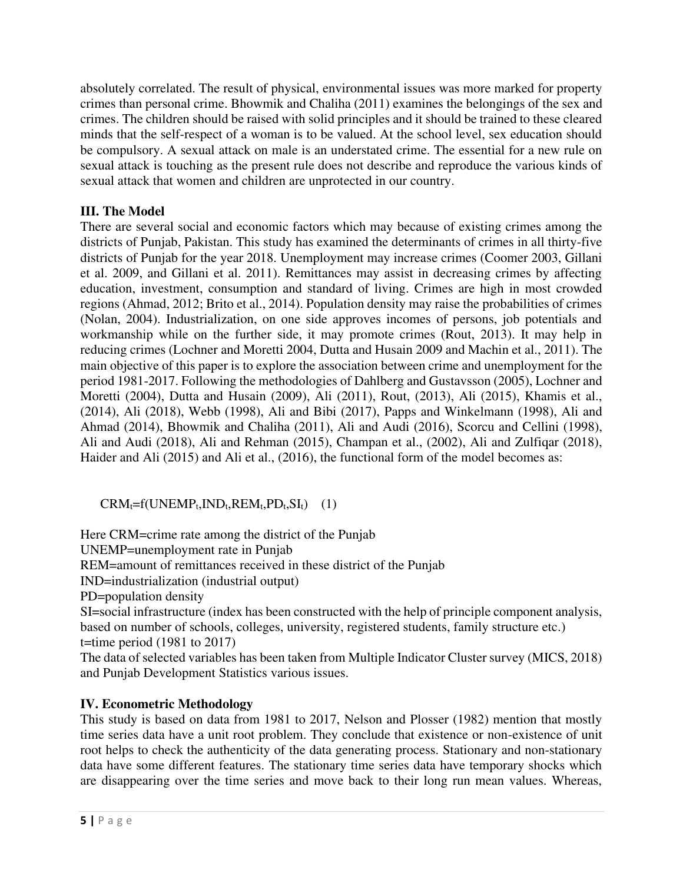absolutely correlated. The result of physical, environmental issues was more marked for property crimes than personal crime. Bhowmik and Chaliha (2011) examines the belongings of the sex and crimes. The children should be raised with solid principles and it should be trained to these cleared minds that the self-respect of a woman is to be valued. At the school level, sex education should be compulsory. A sexual attack on male is an understated crime. The essential for a new rule on sexual attack is touching as the present rule does not describe and reproduce the various kinds of sexual attack that women and children are unprotected in our country.

## III. The Model

There are several social and economic factors which may because of existing crimes among the districts of Punjab, Pakistan. This study has examined the determinants of crimes in all thirty-five districts of Punjab for the year 2018. Unemployment may increase crimes (Coomer 2003, Gillani et al. 2009, and Gillani et al. 2011). Remittances may assist in decreasing crimes by affecting education, investment, consumption and standard of living. Crimes are high in most crowded regions (Ahmad, 2012; Brito et al., 2014). Population density may raise the probabilities of crimes (Nolan, 2004). Industrialization, on one side approves incomes of persons, job potentials and workmanship while on the further side, it may promote crimes (Rout, 2013). It may help in reducing crimes (Lochner and Moretti 2004, Dutta and Husain 2009 and Machin et al., 2011). The main objective of this paper is to explore the association between crime and unemployment for the period 1981-2017. Following the methodologies of Dahlberg and Gustavsson (2005), Lochner and Moretti (2004), Dutta and Husain (2009), Ali (2011), Rout, (2013), Ali (2015), Khamis et al., (2014), Ali (2018), Webb (1998), Ali and Bibi (2017), Papps and Winkelmann (1998), Ali and Ahmad (2014), Bhowmik and Chaliha (2011), Ali and Audi (2016), Scorcu and Cellini (1998), Ali and Audi (2018), Ali and Rehman (2015), Champan et al., (2002), Ali and Zulfiqar (2018), Haider and Ali (2015) and Ali et al., (2016), the functional form of the model becomes as:

$$CRM_t=f(UNEMP_t,IND_t,REM_t,PD_t,SI_t) \quad (1)$$

Here CRM=crime rate among the district of the Punjab
UNEMP=unemployment rate in Punjab
REM=amount of remittances received in these district of the Punjab
IND=industrialization (industrial output)
PD=population density
SI=social infrastructure (index has been constructed with the help of principle component analysis, based on number of schools, colleges, university, registered students, family structure etc.)
t=time period (1981 to 2017)
The data of selected variables has been taken from Multiple Indicator Cluster survey (MICS, 2018) and Punjab Development Statistics various issues.

## IV. Econometric Methodology

This study is based on data from 1981 to 2017, Nelson and Plosser (1982) mention that mostly time series data have a unit root problem. They conclude that existence or non-existence of unit root helps to check the authenticity of the data generating process. Stationary and non-stationary data have some different features. The stationary time series data have temporary shocks which are disappearing over the time series and move back to their long run mean values. Whereas,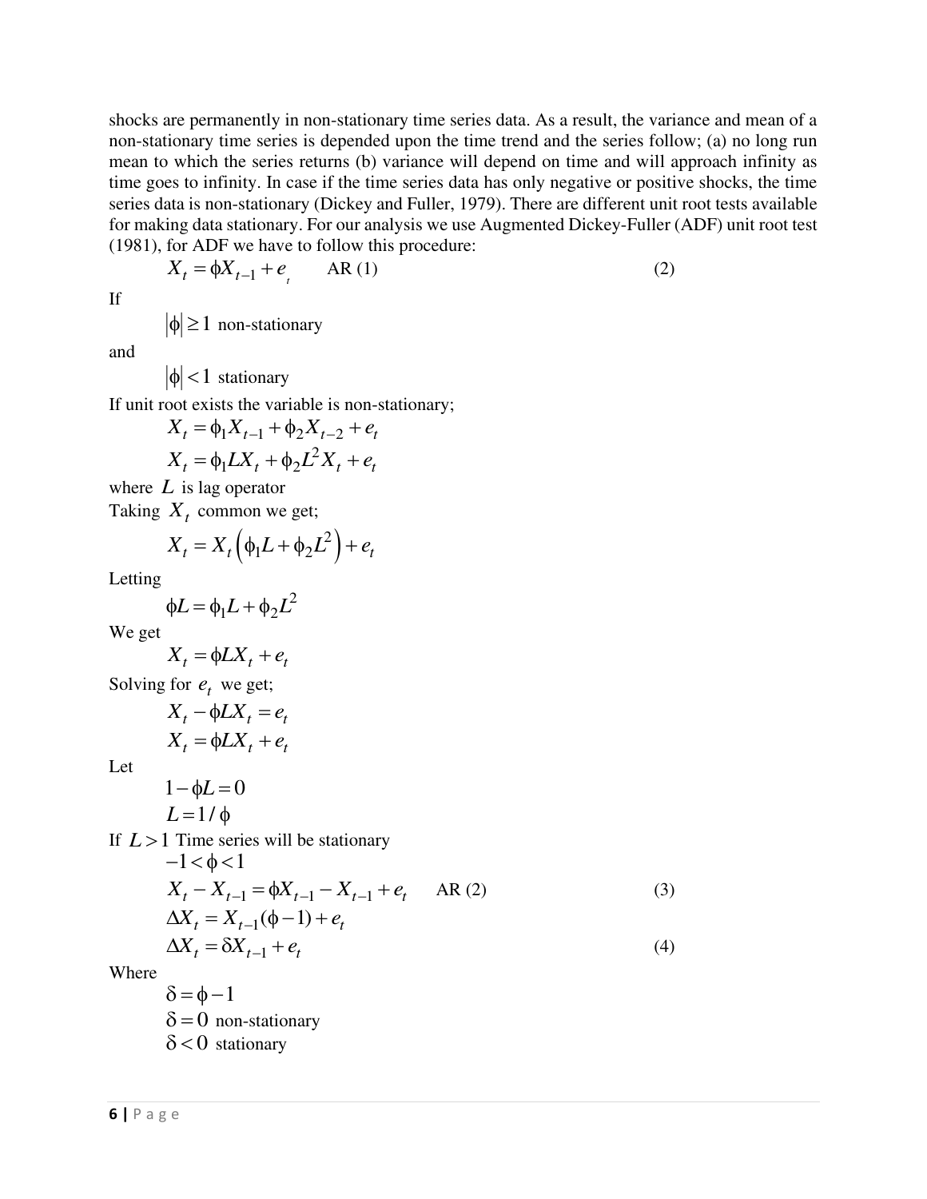shocks are permanently in non-stationary time series data. As a result, the variance and mean of a non-stationary time series is depended upon the time trend and the series follow; (a) no long run mean to which the series returns (b) variance will depend on time and will approach infinity as time goes to infinity. In case if the time series data has only negative or positive shocks, the time series data is non-stationary (Dickey and Fuller, 1979). There are different unit root tests available for making data stationary. For our analysis we use Augmented Dickey-Fuller (ADF) unit root test (1981), for ADF we have to follow this procedure:

$$X_t = \phi X_{t-1} + e_t \qquad \text{AR (1)} \tag{2}$$

If

$$|\phi| \geq 1 \text{ non-stationary}$$

and

$$|\phi| < 1 \text{ stationary}$$

If unit root exists the variable is non-stationary;

$$X_t = \phi_1 X_{t-1} + \phi_2 X_{t-2} + e_t$$

$$X_t = \phi_1 L X_t + \phi_2 L^2 X_t + e_t$$

where $L$ is lag operator

Taking $X_t$ common we get;

$$X_t = X_t\left(\phi_1 L + \phi_2 L^2\right) + e_t$$

Letting

$$\phi L = \phi_1 L + \phi_2 L^2$$

We get

$$X_t = \phi L X_t + e_t$$

Solving for $e_t$ we get;

$$X_t - \phi L X_t = e_t$$

$$X_t = \phi L X_t + e_t$$

Let

$$1 - \phi L = 0$$

$$L = 1/\phi$$

If $L > 1$ Time series will be stationary

$$-1 < \phi < 1$$

$$X_t - X_{t-1} = \phi X_{t-1} - X_{t-1} + e_t \qquad \text{AR (2)} \tag{3}$$

$$\Delta X_t = X_{t-1}(\phi - 1) + e_t$$

$$\Delta X_t = \delta X_{t-1} + e_t \tag{4}$$

Where

$$\delta = \phi - 1$$

$$\delta = 0 \text{ non-stationary}$$

$$\delta < 0 \text{ stationary}$$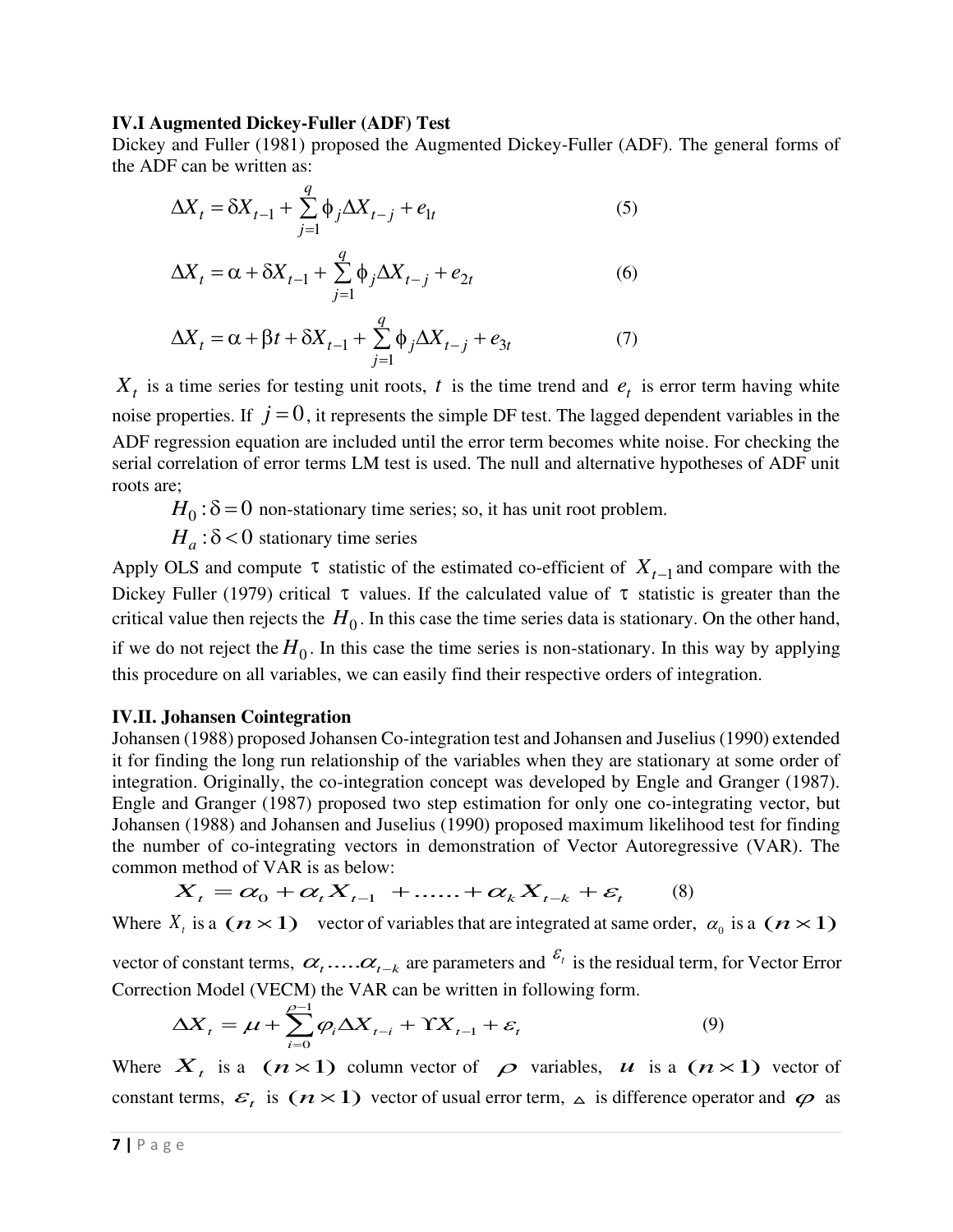**IV.I Augmented Dickey-Fuller (ADF) Test**

Dickey and Fuller (1981) proposed the Augmented Dickey-Fuller (ADF). The general forms of the ADF can be written as:

$$\Delta X_t = \delta X_{t-1} + \sum_{j=1}^{q} \phi_j \Delta X_{t-j} + e_{1t} \tag{5}$$

$$\Delta X_t = \alpha + \delta X_{t-1} + \sum_{j=1}^{q} \phi_j \Delta X_{t-j} + e_{2t} \tag{6}$$

$$\Delta X_t = \alpha + \beta t + \delta X_{t-1} + \sum_{j=1}^{q} \phi_j \Delta X_{t-j} + e_{3t} \tag{7}$$

$X_t$ is a time series for testing unit roots, $t$ is the time trend and $e_t$ is error term having white noise properties. If $j = 0$, it represents the simple DF test. The lagged dependent variables in the ADF regression equation are included until the error term becomes white noise. For checking the serial correlation of error terms LM test is used. The null and alternative hypotheses of ADF unit roots are;

$H_0 : \delta = 0$ non-stationary time series; so, it has unit root problem.

$H_a : \delta < 0$ stationary time series

Apply OLS and compute $\tau$ statistic of the estimated co-efficient of $X_{t-1}$ and compare with the Dickey Fuller (1979) critical $\tau$ values. If the calculated value of $\tau$ statistic is greater than the critical value then rejects the $H_0$. In this case the time series data is stationary. On the other hand, if we do not reject the $H_0$. In this case the time series is non-stationary. In this way by applying this procedure on all variables, we can easily find their respective orders of integration.

**IV.II. Johansen Cointegration**

Johansen (1988) proposed Johansen Co-integration test and Johansen and Juselius (1990) extended it for finding the long run relationship of the variables when they are stationary at some order of integration. Originally, the co-integration concept was developed by Engle and Granger (1987). Engle and Granger (1987) proposed two step estimation for only one co-integrating vector, but Johansen (1988) and Johansen and Juselius (1990) proposed maximum likelihood test for finding the number of co-integrating vectors in demonstration of Vector Autoregressive (VAR). The common method of VAR is as below:

$$X_t = \alpha_0 + \alpha_t X_{t-1} + \ldots\ldots + \alpha_k X_{t-k} + \varepsilon_t \tag{8}$$

Where $X_t$ is a $(n \times 1)$ vector of variables that are integrated at same order, $\alpha_0$ is a $(n \times 1)$ vector of constant terms, $\alpha_t \ldots\ldots \alpha_{t-k}$ are parameters and $\varepsilon_t$ is the residual term, for Vector Error Correction Model (VECM) the VAR can be written in following form.

$$\Delta X_t = \mu + \sum_{i=0}^{\rho-1} \varphi_i \Delta X_{t-i} + \Upsilon X_{t-1} + \varepsilon_t \tag{9}$$

Where $X_t$ is a $(n \times 1)$ column vector of $\rho$ variables, $u$ is a $(n \times 1)$ vector of constant terms, $\varepsilon_t$ is $(n \times 1)$ vector of usual error term, $\Delta$ is difference operator and $\varphi$ as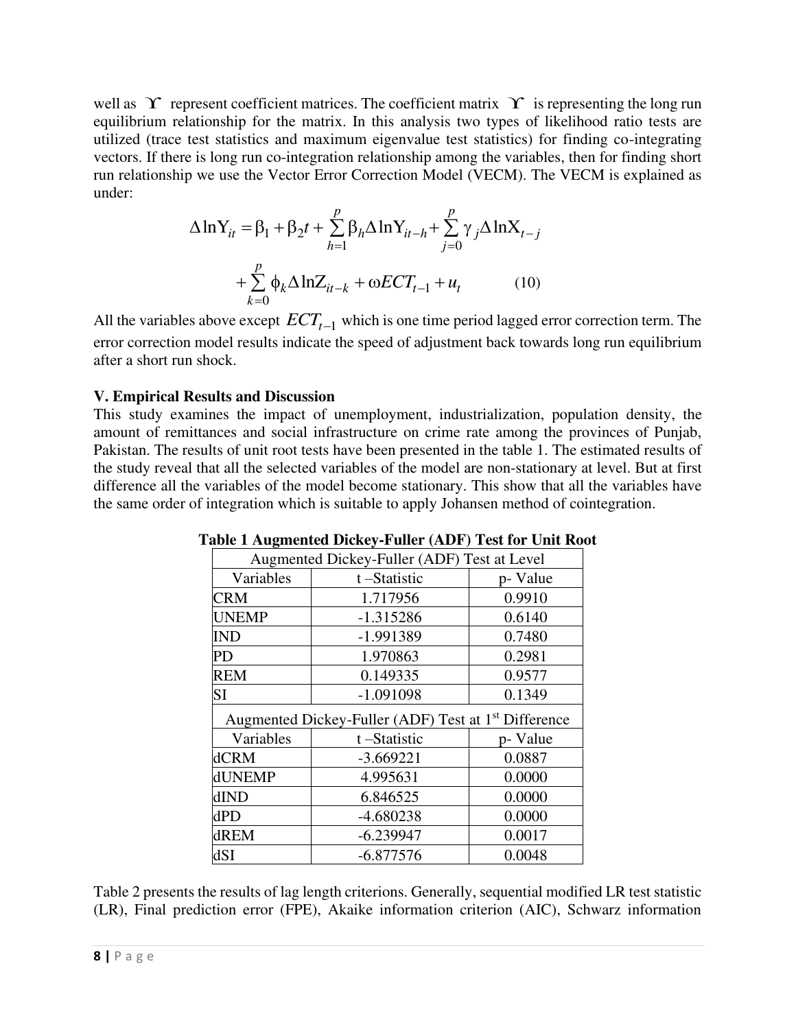well as $\Upsilon$ represent coefficient matrices. The coefficient matrix $\Upsilon$ is representing the long run equilibrium relationship for the matrix. In this analysis two types of likelihood ratio tests are utilized (trace test statistics and maximum eigenvalue test statistics) for finding co-integrating vectors. If there is long run co-integration relationship among the variables, then for finding short run relationship we use the Vector Error Correction Model (VECM). The VECM is explained as under:

$$\Delta \ln Y_{it} = \beta_1 + \beta_2 t + \sum_{h=1}^{p} \beta_h \Delta \ln Y_{it-h} + \sum_{j=0}^{p} \gamma_j \Delta \ln X_{t-j}$$

$$+ \sum_{k=0}^{p} \phi_k \Delta \ln Z_{it-k} + \omega ECT_{t-1} + u_t \qquad (10)$$

All the variables above except $ECT_{t-1}$ which is one time period lagged error correction term. The error correction model results indicate the speed of adjustment back towards long run equilibrium after a short run shock.

## V. Empirical Results and Discussion

This study examines the impact of unemployment, industrialization, population density, the amount of remittances and social infrastructure on crime rate among the provinces of Punjab, Pakistan. The results of unit root tests have been presented in the table 1. The estimated results of the study reveal that all the selected variables of the model are non-stationary at level. But at first difference all the variables of the model become stationary. This show that all the variables have the same order of integration which is suitable to apply Johansen method of cointegration.

**Table 1 Augmented Dickey-Fuller (ADF) Test for Unit Root**

| Augmented Dickey-Fuller (ADF) Test at Level | | |
|---|---|---|
| Variables | t –Statistic | p- Value |
| CRM | 1.717956 | 0.9910 |
| UNEMP | -1.315286 | 0.6140 |
| IND | -1.991389 | 0.7480 |
| PD | 1.970863 | 0.2981 |
| REM | 0.149335 | 0.9577 |
| SI | -1.091098 | 0.1349 |
| **Augmented Dickey-Fuller (ADF) Test at 1st Difference** | | |
| Variables | t –Statistic | p- Value |
| dCRM | -3.669221 | 0.0887 |
| dUNEMP | 4.995631 | 0.0000 |
| dIND | 6.846525 | 0.0000 |
| dPD | -4.680238 | 0.0000 |
| dREM | -6.239947 | 0.0017 |
| dSI | -6.877576 | 0.0048 |

Table 2 presents the results of lag length criterions. Generally, sequential modified LR test statistic (LR), Final prediction error (FPE), Akaike information criterion (AIC), Schwarz information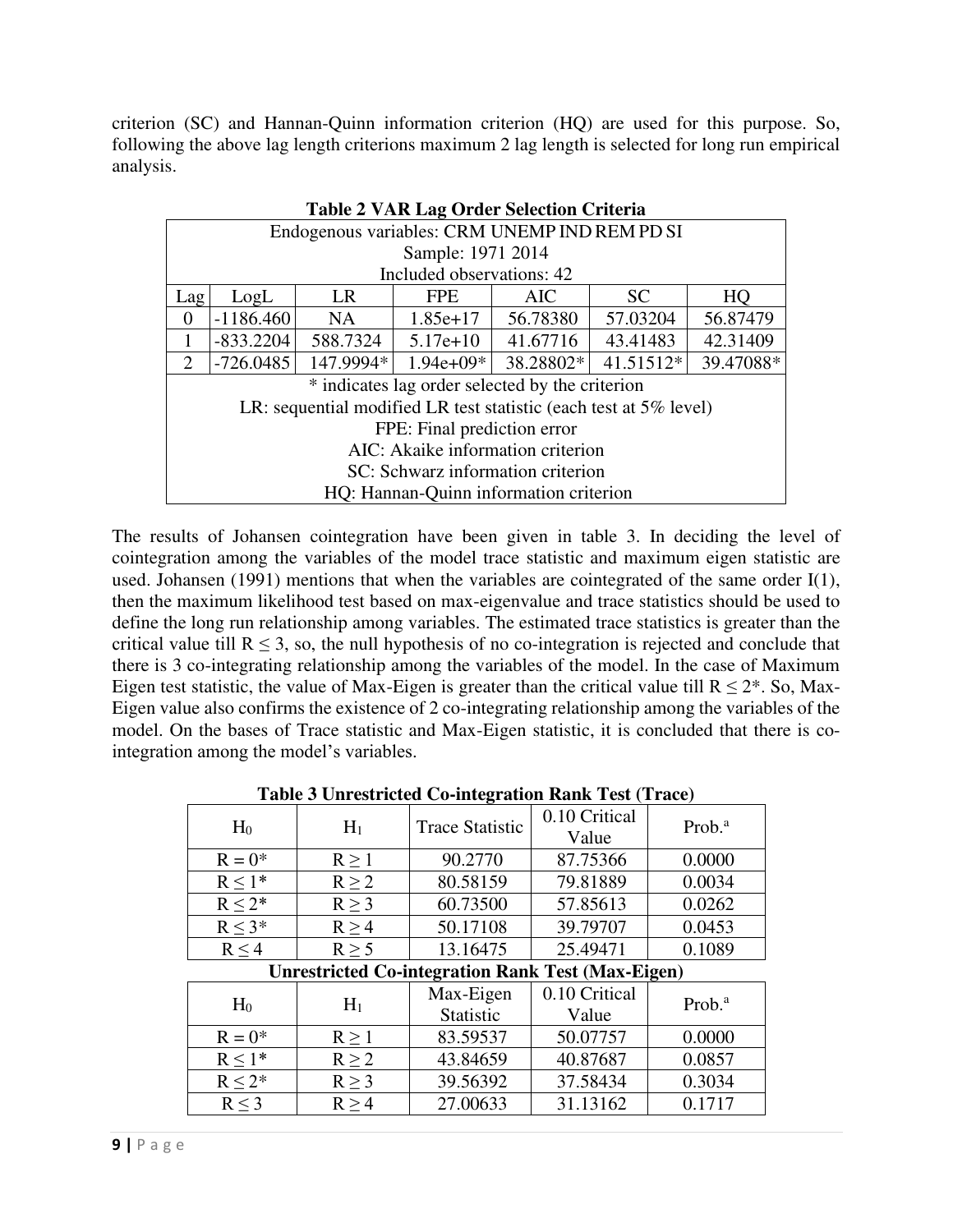criterion (SC) and Hannan-Quinn information criterion (HQ) are used for this purpose. So, following the above lag length criterions maximum 2 lag length is selected for long run empirical analysis.

**Table 2 VAR Lag Order Selection Criteria**

| Endogenous variables: CRM UNEMP IND REM PD SI | | | | | | |
|---|---|---|---|---|---|---|
| Sample: 1971 2014 | | | | | | |
| Included observations: 42 | | | | | | |
| Lag | LogL | LR | FPE | AIC | SC | HQ |
| 0 | -1186.460 | NA | 1.85e+17 | 56.78380 | 57.03204 | 56.87479 |
| 1 | -833.2204 | 588.7324 | 5.17e+10 | 41.67716 | 43.41483 | 42.31409 |
| 2 | -726.0485 | 147.9994* | 1.94e+09* | 38.28802* | 41.51512* | 39.47088* |
| * indicates lag order selected by the criterion | | | | | | |
| LR: sequential modified LR test statistic (each test at 5% level) | | | | | | |
| FPE: Final prediction error | | | | | | |
| AIC: Akaike information criterion | | | | | | |
| SC: Schwarz information criterion | | | | | | |
| HQ: Hannan-Quinn information criterion | | | | | | |

The results of Johansen cointegration have been given in table 3. In deciding the level of cointegration among the variables of the model trace statistic and maximum eigen statistic are used. Johansen (1991) mentions that when the variables are cointegrated of the same order I(1), then the maximum likelihood test based on max-eigenvalue and trace statistics should be used to define the long run relationship among variables. The estimated trace statistics is greater than the critical value till $R \leq 3$, so, the null hypothesis of no co-integration is rejected and conclude that there is 3 co-integrating relationship among the variables of the model. In the case of Maximum Eigen test statistic, the value of Max-Eigen is greater than the critical value till $R \leq 2$*. So, Max-Eigen value also confirms the existence of 2 co-integrating relationship among the variables of the model. On the bases of Trace statistic and Max-Eigen statistic, it is concluded that there is co-integration among the model's variables.

**Table 3 Unrestricted Co-integration Rank Test (Trace)**

| $H_0$ | $H_1$ | Trace Statistic | 0.10 Critical Value | Prob.[a] |
|---|---|---|---|---|
| $R = 0$* | $R \geq 1$ | 90.2770 | 87.75366 | 0.0000 |
| $R \leq 1$* | $R \geq 2$ | 80.58159 | 79.81889 | 0.0034 |
| $R \leq 2$* | $R \geq 3$ | 60.73500 | 57.85613 | 0.0262 |
| $R \leq 3$* | $R \geq 4$ | 50.17108 | 39.79707 | 0.0453 |
| $R \leq 4$ | $R \geq 5$ | 13.16475 | 25.49471 | 0.1089 |

**Unrestricted Co-integration Rank Test (Max-Eigen)**

| $H_0$ | $H_1$ | Max-Eigen Statistic | 0.10 Critical Value | Prob.[a] |
|---|---|---|---|---|
| $R = 0$* | $R \geq 1$ | 83.59537 | 50.07757 | 0.0000 |
| $R \leq 1$* | $R \geq 2$ | 43.84659 | 40.87687 | 0.0857 |
| $R \leq 2$* | $R \geq 3$ | 39.56392 | 37.58434 | 0.3034 |
| $R \leq 3$ | $R \geq 4$ | 27.00633 | 31.13162 | 0.1717 |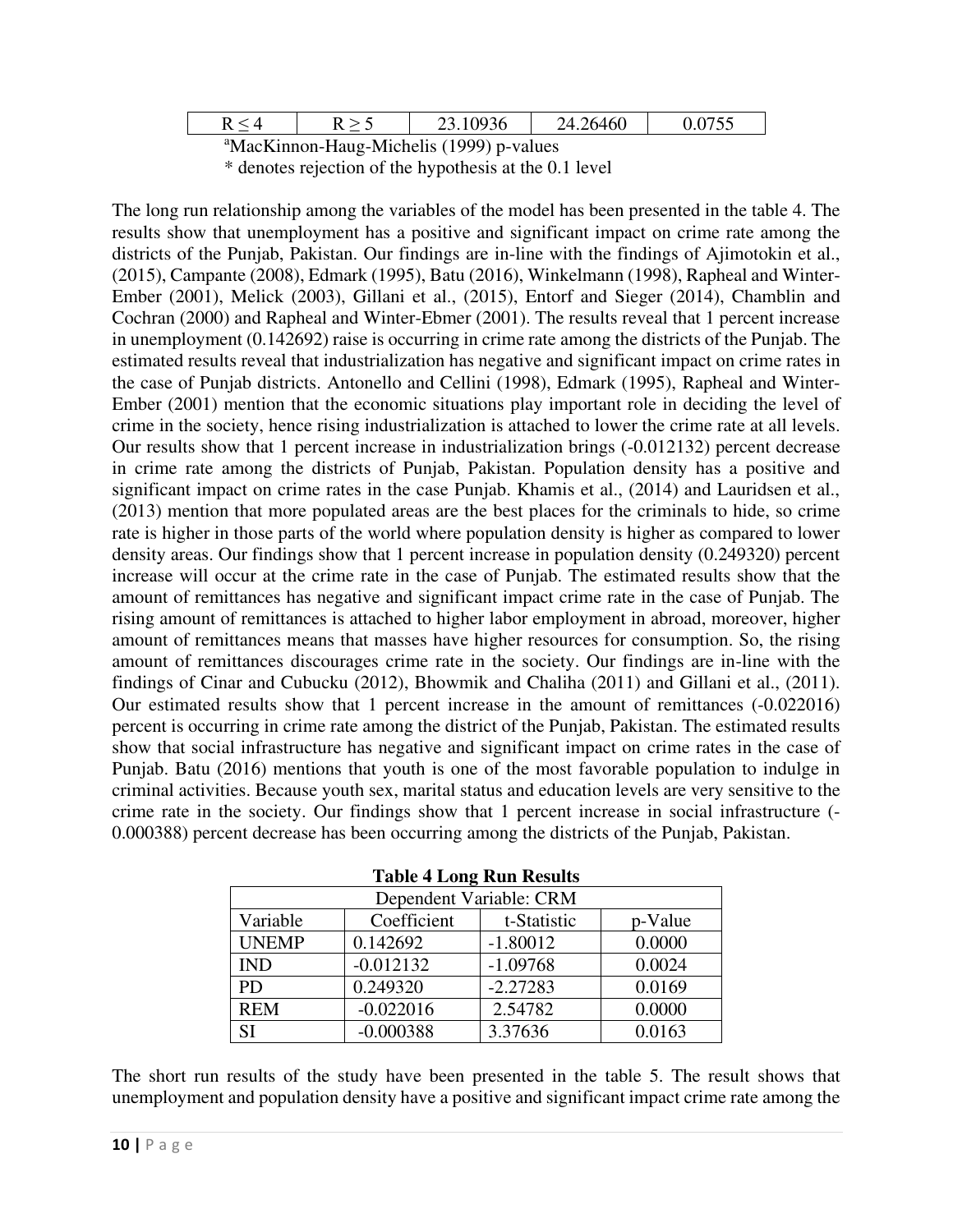| R ≤ 4 | R ≥ 5 | 23.10936 | 24.26460 | 0.0755 |
|---|---|---|---|---|

[a]MacKinnon-Haug-Michelis (1999) p-values

* denotes rejection of the hypothesis at the 0.1 level

The long run relationship among the variables of the model has been presented in the table 4. The results show that unemployment has a positive and significant impact on crime rate among the districts of the Punjab, Pakistan. Our findings are in-line with the findings of Ajimotokin et al., (2015), Campante (2008), Edmark (1995), Batu (2016), Winkelmann (1998), Rapheal and Winter-Ember (2001), Melick (2003), Gillani et al., (2015), Entorf and Sieger (2014), Chamblin and Cochran (2000) and Rapheal and Winter-Ebmer (2001). The results reveal that 1 percent increase in unemployment (0.142692) raise is occurring in crime rate among the districts of the Punjab. The estimated results reveal that industrialization has negative and significant impact on crime rates in the case of Punjab districts. Antonello and Cellini (1998), Edmark (1995), Rapheal and Winter-Ember (2001) mention that the economic situations play important role in deciding the level of crime in the society, hence rising industrialization is attached to lower the crime rate at all levels. Our results show that 1 percent increase in industrialization brings (-0.012132) percent decrease in crime rate among the districts of Punjab, Pakistan. Population density has a positive and significant impact on crime rates in the case Punjab. Khamis et al., (2014) and Lauridsen et al., (2013) mention that more populated areas are the best places for the criminals to hide, so crime rate is higher in those parts of the world where population density is higher as compared to lower density areas. Our findings show that 1 percent increase in population density (0.249320) percent increase will occur at the crime rate in the case of Punjab. The estimated results show that the amount of remittances has negative and significant impact crime rate in the case of Punjab. The rising amount of remittances is attached to higher labor employment in abroad, moreover, higher amount of remittances means that masses have higher resources for consumption. So, the rising amount of remittances discourages crime rate in the society. Our findings are in-line with the findings of Cinar and Cubucku (2012), Bhowmik and Chaliha (2011) and Gillani et al., (2011). Our estimated results show that 1 percent increase in the amount of remittances (-0.022016) percent is occurring in crime rate among the district of the Punjab, Pakistan. The estimated results show that social infrastructure has negative and significant impact on crime rates in the case of Punjab. Batu (2016) mentions that youth is one of the most favorable population to indulge in criminal activities. Because youth sex, marital status and education levels are very sensitive to the crime rate in the society. Our findings show that 1 percent increase in social infrastructure (-0.000388) percent decrease has been occurring among the districts of the Punjab, Pakistan.

**Table 4 Long Run Results**

| Dependent Variable: CRM | | | |
|---|---|---|---|
| Variable | Coefficient | t-Statistic | p-Value |
| UNEMP | 0.142692 | -1.80012 | 0.0000 |
| IND | -0.012132 | -1.09768 | 0.0024 |
| PD | 0.249320 | -2.27283 | 0.0169 |
| REM | -0.022016 | 2.54782 | 0.0000 |
| SI | -0.000388 | 3.37636 | 0.0163 |

The short run results of the study have been presented in the table 5. The result shows that unemployment and population density have a positive and significant impact crime rate among the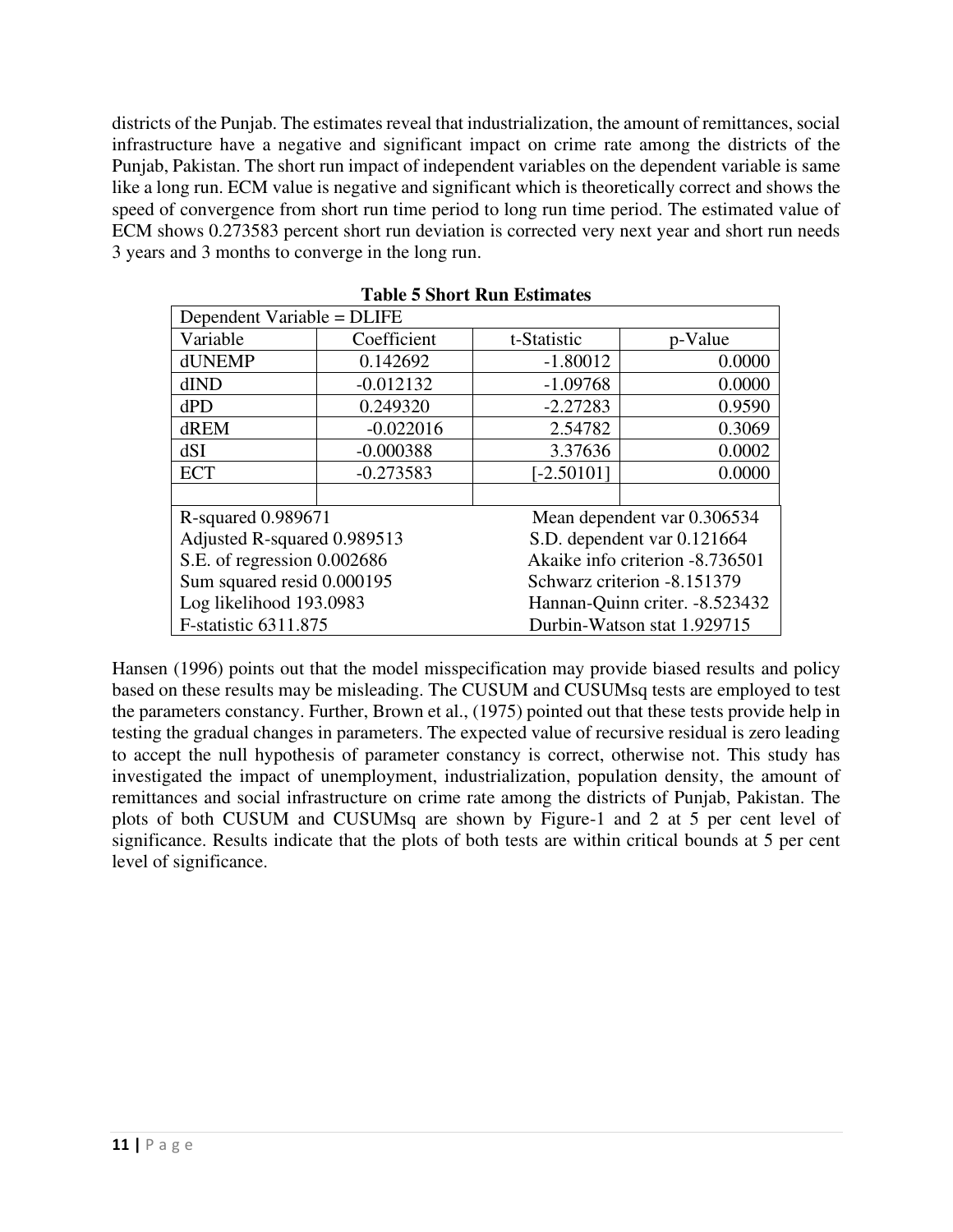districts of the Punjab. The estimates reveal that industrialization, the amount of remittances, social infrastructure have a negative and significant impact on crime rate among the districts of the Punjab, Pakistan. The short run impact of independent variables on the dependent variable is same like a long run. ECM value is negative and significant which is theoretically correct and shows the speed of convergence from short run time period to long run time period. The estimated value of ECM shows 0.273583 percent short run deviation is corrected very next year and short run needs 3 years and 3 months to converge in the long run.

**Table 5 Short Run Estimates**

| Dependent Variable = DLIFE | | | |
|---|---|---|---|
| Variable | Coefficient | t-Statistic | p-Value |
| dUNEMP | 0.142692 | -1.80012 | 0.0000 |
| dIND | -0.012132 | -1.09768 | 0.0000 |
| dPD | 0.249320 | -2.27283 | 0.9590 |
| dREM | -0.022016 | 2.54782 | 0.3069 |
| dSI | -0.000388 | 3.37636 | 0.0002 |
| ECT | -0.273583 | [-2.50101] | 0.0000 |
| | | | |
| R-squared 0.989671 | | Mean dependent var 0.306534 | |
| Adjusted R-squared 0.989513 | | S.D. dependent var 0.121664 | |
| S.E. of regression 0.002686 | | Akaike info criterion -8.736501 | |
| Sum squared resid 0.000195 | | Schwarz criterion -8.151379 | |
| Log likelihood 193.0983 | | Hannan-Quinn criter. -8.523432 | |
| F-statistic 6311.875 | | Durbin-Watson stat 1.929715 | |

Hansen (1996) points out that the model misspecification may provide biased results and policy based on these results may be misleading. The CUSUM and CUSUMsq tests are employed to test the parameters constancy. Further, Brown et al., (1975) pointed out that these tests provide help in testing the gradual changes in parameters. The expected value of recursive residual is zero leading to accept the null hypothesis of parameter constancy is correct, otherwise not. This study has investigated the impact of unemployment, industrialization, population density, the amount of remittances and social infrastructure on crime rate among the districts of Punjab, Pakistan. The plots of both CUSUM and CUSUMsq are shown by Figure-1 and 2 at 5 per cent level of significance. Results indicate that the plots of both tests are within critical bounds at 5 per cent level of significance.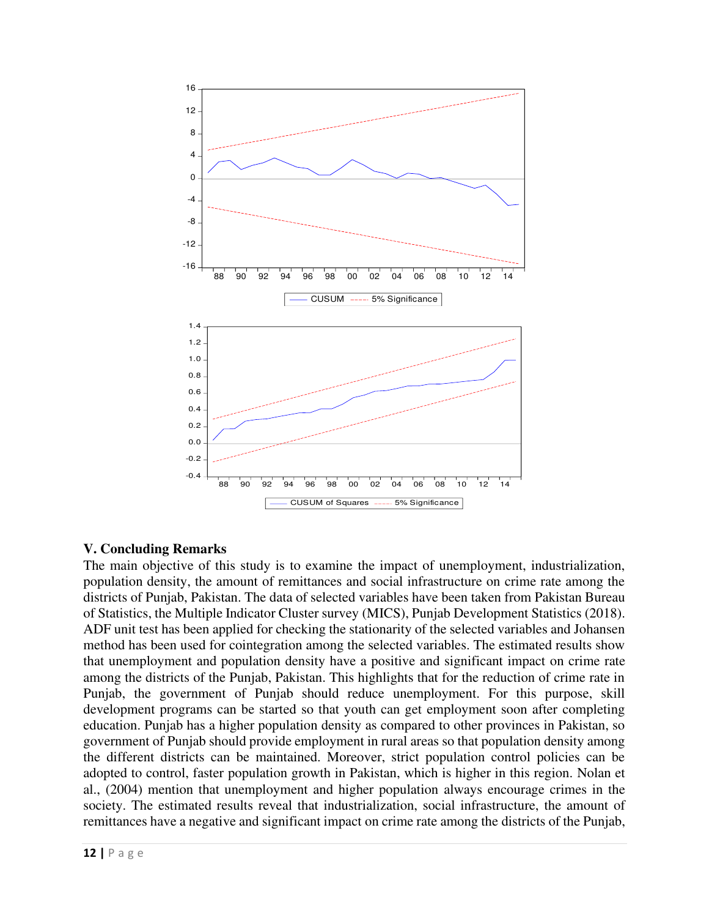## V. Concluding Remarks

The main objective of this study is to examine the impact of unemployment, industrialization, population density, the amount of remittances and social infrastructure on crime rate among the districts of Punjab, Pakistan. The data of selected variables have been taken from Pakistan Bureau of Statistics, the Multiple Indicator Cluster survey (MICS), Punjab Development Statistics (2018). ADF unit test has been applied for checking the stationarity of the selected variables and Johansen method has been used for cointegration among the selected variables. The estimated results show that unemployment and population density have a positive and significant impact on crime rate among the districts of the Punjab, Pakistan. This highlights that for the reduction of crime rate in Punjab, the government of Punjab should reduce unemployment. For this purpose, skill development programs can be started so that youth can get employment soon after completing education. Punjab has a higher population density as compared to other provinces in Pakistan, so government of Punjab should provide employment in rural areas so that population density among the different districts can be maintained. Moreover, strict population control policies can be adopted to control, faster population growth in Pakistan, which is higher in this region. Nolan et al., (2004) mention that unemployment and higher population always encourage crimes in the society. The estimated results reveal that industrialization, social infrastructure, the amount of remittances have a negative and significant impact on crime rate among the districts of the Punjab,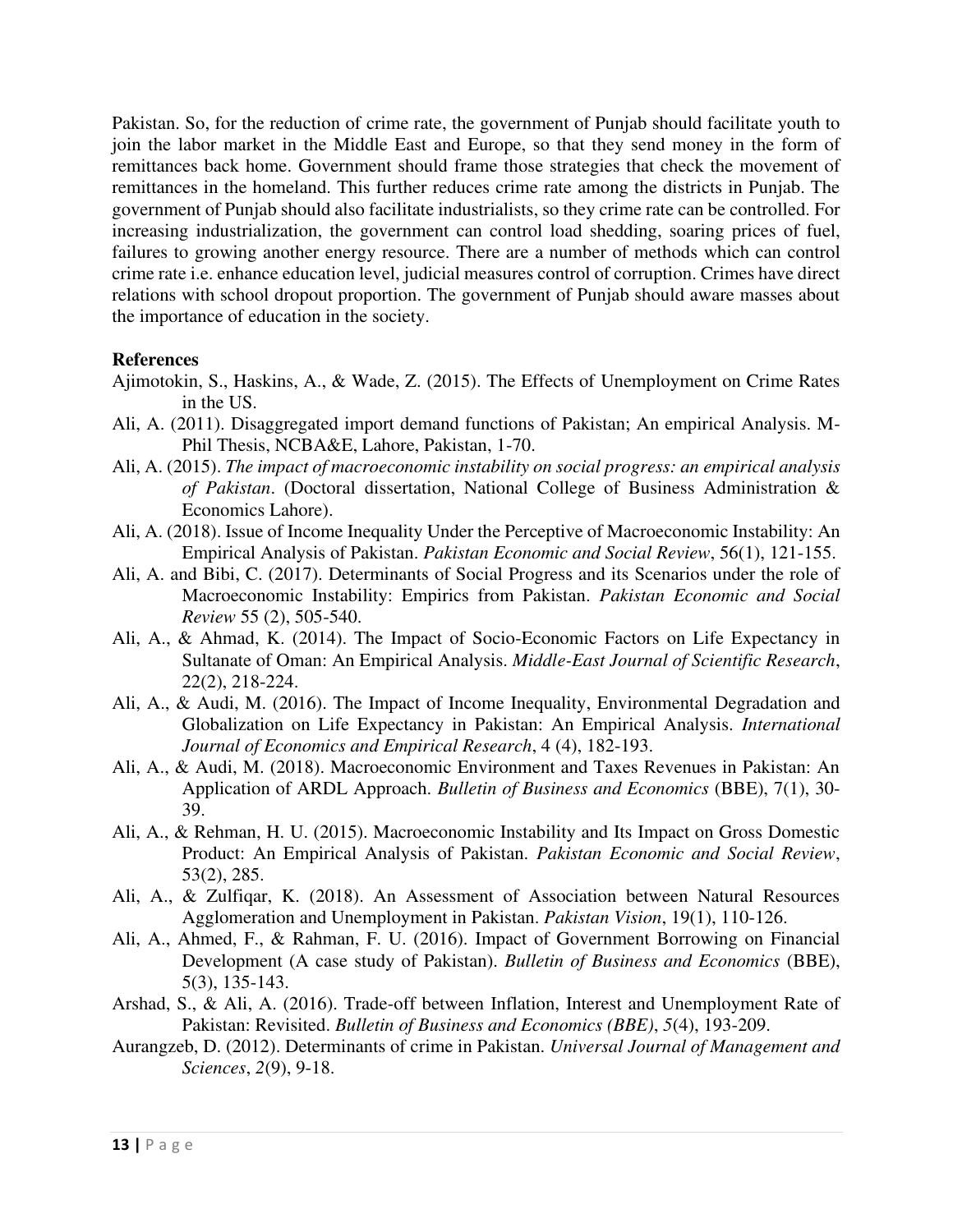Pakistan. So, for the reduction of crime rate, the government of Punjab should facilitate youth to join the labor market in the Middle East and Europe, so that they send money in the form of remittances back home. Government should frame those strategies that check the movement of remittances in the homeland. This further reduces crime rate among the districts in Punjab. The government of Punjab should also facilitate industrialists, so they crime rate can be controlled. For increasing industrialization, the government can control load shedding, soaring prices of fuel, failures to growing another energy resource. There are a number of methods which can control crime rate i.e. enhance education level, judicial measures control of corruption. Crimes have direct relations with school dropout proportion. The government of Punjab should aware masses about the importance of education in the society.

**References**

Ajimotokin, S., Haskins, A., & Wade, Z. (2015). The Effects of Unemployment on Crime Rates in the US.

Ali, A. (2011). Disaggregated import demand functions of Pakistan; An empirical Analysis. M-Phil Thesis, NCBA&E, Lahore, Pakistan, 1-70.

Ali, A. (2015). *The impact of macroeconomic instability on social progress: an empirical analysis of Pakistan*. (Doctoral dissertation, National College of Business Administration & Economics Lahore).

Ali, A. (2018). Issue of Income Inequality Under the Perceptive of Macroeconomic Instability: An Empirical Analysis of Pakistan. *Pakistan Economic and Social Review*, 56(1), 121-155.

Ali, A. and Bibi, C. (2017). Determinants of Social Progress and its Scenarios under the role of Macroeconomic Instability: Empirics from Pakistan. *Pakistan Economic and Social Review* 55 (2), 505-540.

Ali, A., & Ahmad, K. (2014). The Impact of Socio-Economic Factors on Life Expectancy in Sultanate of Oman: An Empirical Analysis. *Middle-East Journal of Scientific Research*, 22(2), 218-224.

Ali, A., & Audi, M. (2016). The Impact of Income Inequality, Environmental Degradation and Globalization on Life Expectancy in Pakistan: An Empirical Analysis. *International Journal of Economics and Empirical Research*, 4 (4), 182-193.

Ali, A., & Audi, M. (2018). Macroeconomic Environment and Taxes Revenues in Pakistan: An Application of ARDL Approach. *Bulletin of Business and Economics* (BBE), 7(1), 30-39.

Ali, A., & Rehman, H. U. (2015). Macroeconomic Instability and Its Impact on Gross Domestic Product: An Empirical Analysis of Pakistan. *Pakistan Economic and Social Review*, 53(2), 285.

Ali, A., & Zulfiqar, K. (2018). An Assessment of Association between Natural Resources Agglomeration and Unemployment in Pakistan. *Pakistan Vision*, 19(1), 110-126.

Ali, A., Ahmed, F., & Rahman, F. U. (2016). Impact of Government Borrowing on Financial Development (A case study of Pakistan). *Bulletin of Business and Economics* (BBE), 5(3), 135-143.

Arshad, S., & Ali, A. (2016). Trade-off between Inflation, Interest and Unemployment Rate of Pakistan: Revisited. *Bulletin of Business and Economics (BBE)*, *5*(4), 193-209.

Aurangzeb, D. (2012). Determinants of crime in Pakistan. *Universal Journal of Management and Sciences*, *2*(9), 9-18.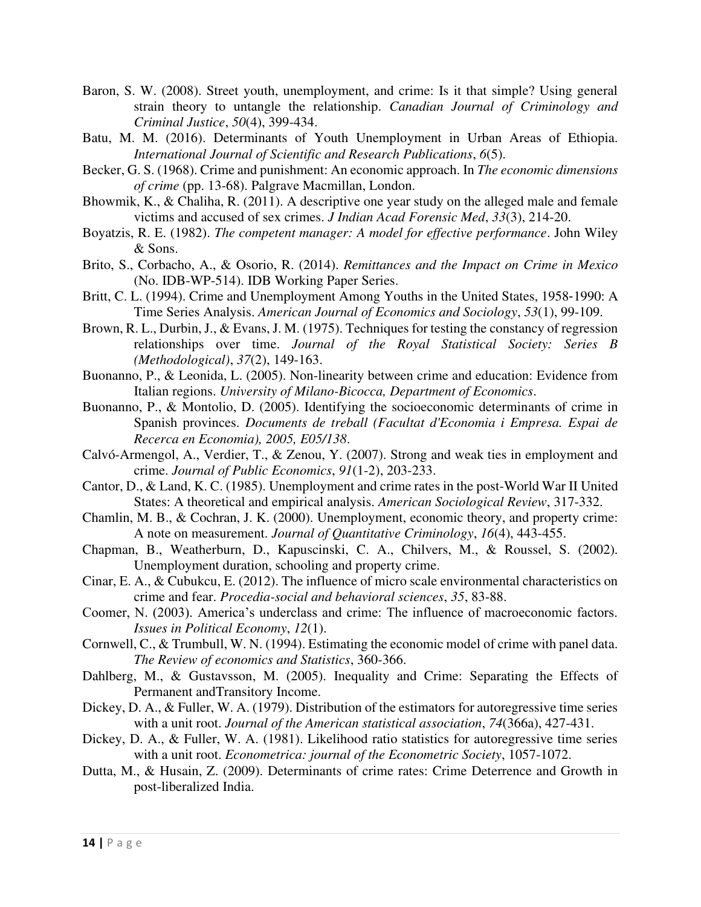Baron, S. W. (2008). Street youth, unemployment, and crime: Is it that simple? Using general strain theory to untangle the relationship. *Canadian Journal of Criminology and Criminal Justice*, *50*(4), 399-434.

Batu, M. M. (2016). Determinants of Youth Unemployment in Urban Areas of Ethiopia. *International Journal of Scientific and Research Publications*, *6*(5).

Becker, G. S. (1968). Crime and punishment: An economic approach. In *The economic dimensions of crime* (pp. 13-68). Palgrave Macmillan, London.

Bhowmik, K., & Chaliha, R. (2011). A descriptive one year study on the alleged male and female victims and accused of sex crimes. *J Indian Acad Forensic Med*, *33*(3), 214-20.

Boyatzis, R. E. (1982). *The competent manager: A model for effective performance*. John Wiley & Sons.

Brito, S., Corbacho, A., & Osorio, R. (2014). *Remittances and the Impact on Crime in Mexico* (No. IDB-WP-514). IDB Working Paper Series.

Britt, C. L. (1994). Crime and Unemployment Among Youths in the United States, 1958-1990: A Time Series Analysis. *American Journal of Economics and Sociology*, *53*(1), 99-109.

Brown, R. L., Durbin, J., & Evans, J. M. (1975). Techniques for testing the constancy of regression relationships over time. *Journal of the Royal Statistical Society: Series B (Methodological)*, *37*(2), 149-163.

Buonanno, P., & Leonida, L. (2005). Non-linearity between crime and education: Evidence from Italian regions. *University of Milano-Bicocca, Department of Economics*.

Buonanno, P., & Montolio, D. (2005). Identifying the socioeconomic determinants of crime in Spanish provinces. *Documents de treball (Facultat d'Economia i Empresa. Espai de Recerca en Economia), 2005, E05/138*.

Calvó-Armengol, A., Verdier, T., & Zenou, Y. (2007). Strong and weak ties in employment and crime. *Journal of Public Economics*, *91*(1-2), 203-233.

Cantor, D., & Land, K. C. (1985). Unemployment and crime rates in the post-World War II United States: A theoretical and empirical analysis. *American Sociological Review*, 317-332.

Chamlin, M. B., & Cochran, J. K. (2000). Unemployment, economic theory, and property crime: A note on measurement. *Journal of Quantitative Criminology*, *16*(4), 443-455.

Chapman, B., Weatherburn, D., Kapuscinski, C. A., Chilvers, M., & Roussel, S. (2002). Unemployment duration, schooling and property crime.

Cinar, E. A., & Cubukcu, E. (2012). The influence of micro scale environmental characteristics on crime and fear. *Procedia-social and behavioral sciences*, *35*, 83-88.

Coomer, N. (2003). America's underclass and crime: The influence of macroeconomic factors. *Issues in Political Economy*, *12*(1).

Cornwell, C., & Trumbull, W. N. (1994). Estimating the economic model of crime with panel data. *The Review of economics and Statistics*, 360-366.

Dahlberg, M., & Gustavsson, M. (2005). Inequality and Crime: Separating the Effects of Permanent andTransitory Income.

Dickey, D. A., & Fuller, W. A. (1979). Distribution of the estimators for autoregressive time series with a unit root. *Journal of the American statistical association*, *74*(366a), 427-431.

Dickey, D. A., & Fuller, W. A. (1981). Likelihood ratio statistics for autoregressive time series with a unit root. *Econometrica: journal of the Econometric Society*, 1057-1072.

Dutta, M., & Husain, Z. (2009). Determinants of crime rates: Crime Deterrence and Growth in post-liberalized India.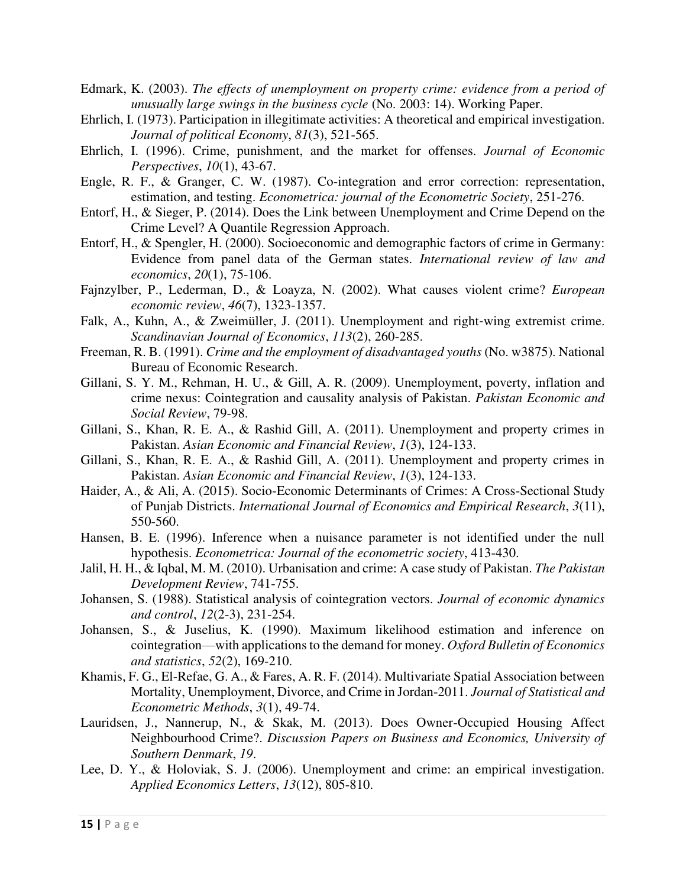Edmark, K. (2003). *The effects of unemployment on property crime: evidence from a period of unusually large swings in the business cycle* (No. 2003: 14). Working Paper.

Ehrlich, I. (1973). Participation in illegitimate activities: A theoretical and empirical investigation. *Journal of political Economy*, *81*(3), 521-565.

Ehrlich, I. (1996). Crime, punishment, and the market for offenses. *Journal of Economic Perspectives*, *10*(1), 43-67.

Engle, R. F., & Granger, C. W. (1987). Co-integration and error correction: representation, estimation, and testing. *Econometrica: journal of the Econometric Society*, 251-276.

Entorf, H., & Sieger, P. (2014). Does the Link between Unemployment and Crime Depend on the Crime Level? A Quantile Regression Approach.

Entorf, H., & Spengler, H. (2000). Socioeconomic and demographic factors of crime in Germany: Evidence from panel data of the German states. *International review of law and economics*, *20*(1), 75-106.

Fajnzylber, P., Lederman, D., & Loayza, N. (2002). What causes violent crime? *European economic review*, *46*(7), 1323-1357.

Falk, A., Kuhn, A., & Zweimüller, J. (2011). Unemployment and right‐wing extremist crime. *Scandinavian Journal of Economics*, *113*(2), 260-285.

Freeman, R. B. (1991). *Crime and the employment of disadvantaged youths* (No. w3875). National Bureau of Economic Research.

Gillani, S. Y. M., Rehman, H. U., & Gill, A. R. (2009). Unemployment, poverty, inflation and crime nexus: Cointegration and causality analysis of Pakistan. *Pakistan Economic and Social Review*, 79-98.

Gillani, S., Khan, R. E. A., & Rashid Gill, A. (2011). Unemployment and property crimes in Pakistan. *Asian Economic and Financial Review*, *1*(3), 124-133.

Gillani, S., Khan, R. E. A., & Rashid Gill, A. (2011). Unemployment and property crimes in Pakistan. *Asian Economic and Financial Review*, *1*(3), 124-133.

Haider, A., & Ali, A. (2015). Socio-Economic Determinants of Crimes: A Cross-Sectional Study of Punjab Districts. *International Journal of Economics and Empirical Research*, *3*(11), 550-560.

Hansen, B. E. (1996). Inference when a nuisance parameter is not identified under the null hypothesis. *Econometrica: Journal of the econometric society*, 413-430.

Jalil, H. H., & Iqbal, M. M. (2010). Urbanisation and crime: A case study of Pakistan. *The Pakistan Development Review*, 741-755.

Johansen, S. (1988). Statistical analysis of cointegration vectors. *Journal of economic dynamics and control*, *12*(2-3), 231-254.

Johansen, S., & Juselius, K. (1990). Maximum likelihood estimation and inference on cointegration—with applications to the demand for money. *Oxford Bulletin of Economics and statistics*, *52*(2), 169-210.

Khamis, F. G., El-Refae, G. A., & Fares, A. R. F. (2014). Multivariate Spatial Association between Mortality, Unemployment, Divorce, and Crime in Jordan-2011. *Journal of Statistical and Econometric Methods*, *3*(1), 49-74.

Lauridsen, J., Nannerup, N., & Skak, M. (2013). Does Owner-Occupied Housing Affect Neighbourhood Crime?. *Discussion Papers on Business and Economics, University of Southern Denmark*, *19*.

Lee, D. Y., & Holoviak, S. J. (2006). Unemployment and crime: an empirical investigation. *Applied Economics Letters*, *13*(12), 805-810.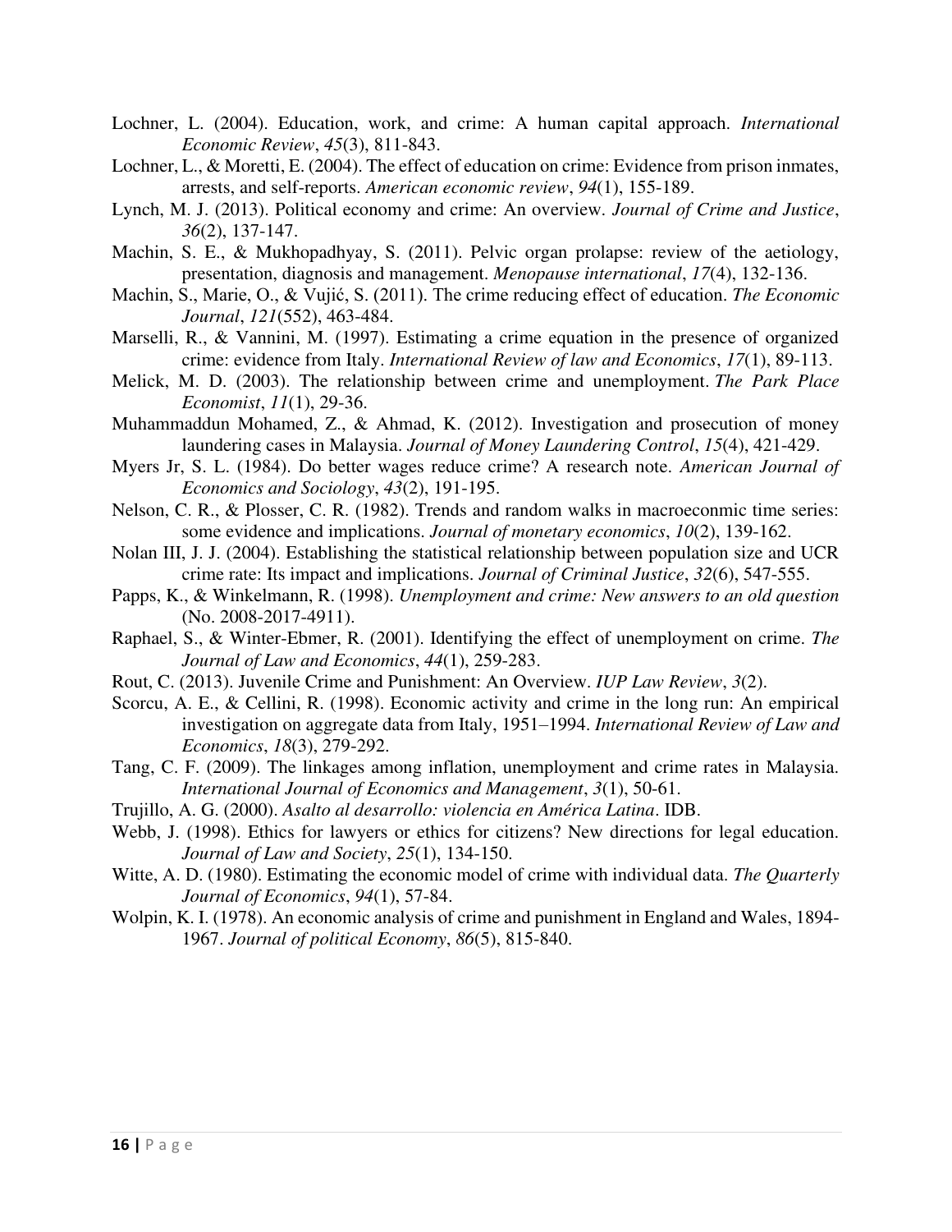Lochner, L. (2004). Education, work, and crime: A human capital approach. *International Economic Review*, *45*(3), 811-843.

Lochner, L., & Moretti, E. (2004). The effect of education on crime: Evidence from prison inmates, arrests, and self-reports. *American economic review*, *94*(1), 155-189.

Lynch, M. J. (2013). Political economy and crime: An overview. *Journal of Crime and Justice*, *36*(2), 137-147.

Machin, S. E., & Mukhopadhyay, S. (2011). Pelvic organ prolapse: review of the aetiology, presentation, diagnosis and management. *Menopause international*, *17*(4), 132-136.

Machin, S., Marie, O., & Vujić, S. (2011). The crime reducing effect of education. *The Economic Journal*, *121*(552), 463-484.

Marselli, R., & Vannini, M. (1997). Estimating a crime equation in the presence of organized crime: evidence from Italy. *International Review of law and Economics*, *17*(1), 89-113.

Melick, M. D. (2003). The relationship between crime and unemployment. *The Park Place Economist*, *11*(1), 29-36.

Muhammaddun Mohamed, Z., & Ahmad, K. (2012). Investigation and prosecution of money laundering cases in Malaysia. *Journal of Money Laundering Control*, *15*(4), 421-429.

Myers Jr, S. L. (1984). Do better wages reduce crime? A research note. *American Journal of Economics and Sociology*, *43*(2), 191-195.

Nelson, C. R., & Plosser, C. R. (1982). Trends and random walks in macroeconmic time series: some evidence and implications. *Journal of monetary economics*, *10*(2), 139-162.

Nolan III, J. J. (2004). Establishing the statistical relationship between population size and UCR crime rate: Its impact and implications. *Journal of Criminal Justice*, *32*(6), 547-555.

Papps, K., & Winkelmann, R. (1998). *Unemployment and crime: New answers to an old question* (No. 2008-2017-4911).

Raphael, S., & Winter-Ebmer, R. (2001). Identifying the effect of unemployment on crime. *The Journal of Law and Economics*, *44*(1), 259-283.

Rout, C. (2013). Juvenile Crime and Punishment: An Overview. *IUP Law Review*, *3*(2).

Scorcu, A. E., & Cellini, R. (1998). Economic activity and crime in the long run: An empirical investigation on aggregate data from Italy, 1951–1994. *International Review of Law and Economics*, *18*(3), 279-292.

Tang, C. F. (2009). The linkages among inflation, unemployment and crime rates in Malaysia. *International Journal of Economics and Management*, *3*(1), 50-61.

Trujillo, A. G. (2000). *Asalto al desarrollo: violencia en América Latina*. IDB.

Webb, J. (1998). Ethics for lawyers or ethics for citizens? New directions for legal education. *Journal of Law and Society*, *25*(1), 134-150.

Witte, A. D. (1980). Estimating the economic model of crime with individual data. *The Quarterly Journal of Economics*, *94*(1), 57-84.

Wolpin, K. I. (1978). An economic analysis of crime and punishment in England and Wales, 1894-1967. *Journal of political Economy*, *86*(5), 815-840.